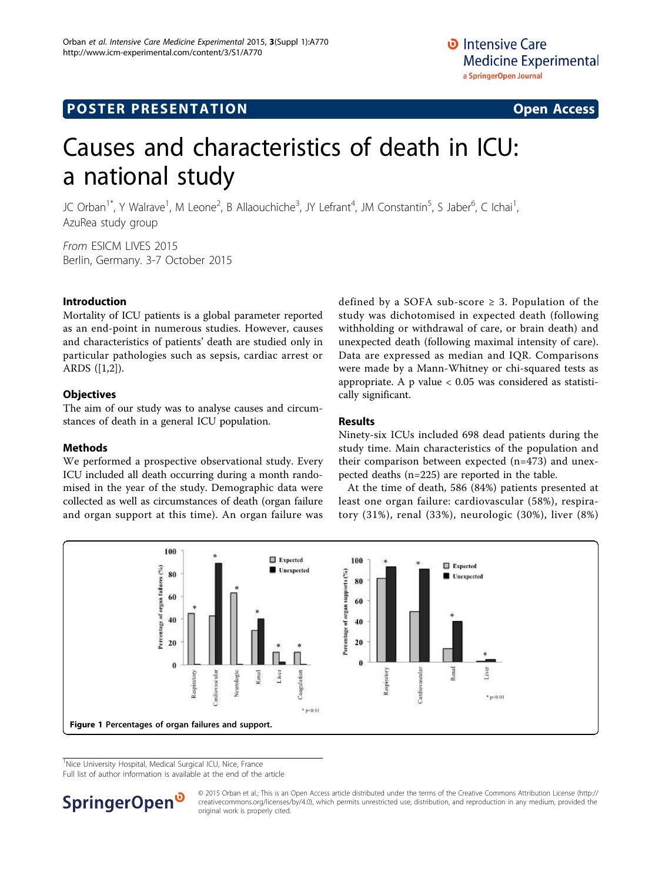POSTER PRESENTATION

Open Access

# Causes and characteristics of death in ICU: a national study

JC Orban[1*], Y Walrave[1], M Leone[2], B Allaouchiche[3], JY Lefrant[4], JM Constantin[5], S Jaber[6], C Ichai[1], AzuRea study group

*From* ESICM LIVES 2015
Berlin, Germany. 3-7 October 2015

## Introduction

Mortality of ICU patients is a global parameter reported as an end-point in numerous studies. However, causes and characteristics of patients' death are studied only in particular pathologies such as sepsis, cardiac arrest or ARDS ([1,2]).

## Objectives

The aim of our study was to analyse causes and circumstances of death in a general ICU population.

## Methods

We performed a prospective observational study. Every ICU included all death occurring during a month randomised in the year of the study. Demographic data were collected as well as circumstances of death (organ failure and organ support at this time). An organ failure was defined by a SOFA sub-score ≥ 3. Population of the study was dichotomised in expected death (following withholding or withdrawal of care, or brain death) and unexpected death (following maximal intensity of care). Data are expressed as median and IQR. Comparisons were made by a Mann-Whitney or chi-squared tests as appropriate. A p value < 0.05 was considered as statistically significant.

## Results

Ninety-six ICUs included 698 dead patients during the study time. Main characteristics of the population and their comparison between expected (n=473) and unexpected deaths (n=225) are reported in the table.

At the time of death, 586 (84%) patients presented at least one organ failure: cardiovascular (58%), respiratory (31%), renal (33%), neurologic (30%), liver (8%)

**Figure 1 Percentages of organ failures and support.**

[1]Nice University Hospital, Medical Surgical ICU, Nice, France
Full list of author information is available at the end of the article

© 2015 Orban et al.; This is an Open Access article distributed under the terms of the Creative Commons Attribution License (http://creativecommons.org/licenses/by/4.0), which permits unrestricted use, distribution, and reproduction in any medium, provided the original work is properly cited.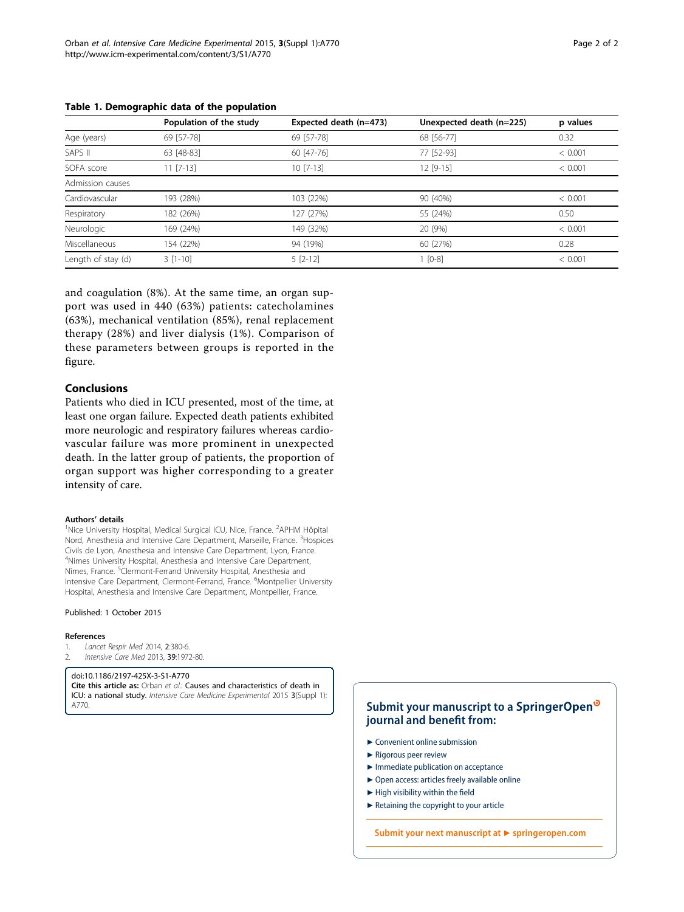**Table 1. Demographic data of the population**

| | Population of the study | Expected death (n=473) | Unexpected death (n=225) | p values |
|---|---|---|---|---|
| Age (years) | 69 [57-78] | 69 [57-78] | 68 [56-77] | 0.32 |
| SAPS II | 63 [48-83] | 60 [47-76] | 77 [52-93] | < 0.001 |
| SOFA score | 11 [7-13] | 10 [7-13] | 12 [9-15] | < 0.001 |
| Admission causes | | | | |
| Cardiovascular | 193 (28%) | 103 (22%) | 90 (40%) | < 0.001 |
| Respiratory | 182 (26%) | 127 (27%) | 55 (24%) | 0.50 |
| Neurologic | 169 (24%) | 149 (32%) | 20 (9%) | < 0.001 |
| Miscellaneous | 154 (22%) | 94 (19%) | 60 (27%) | 0.28 |
| Length of stay (d) | 3 [1-10] | 5 [2-12] | 1 [0-8] | < 0.001 |

and coagulation (8%). At the same time, an organ support was used in 440 (63%) patients: catecholamines (63%), mechanical ventilation (85%), renal replacement therapy (28%) and liver dialysis (1%). Comparison of these parameters between groups is reported in the figure.

## Conclusions

Patients who died in ICU presented, most of the time, at least one organ failure. Expected death patients exhibited more neurologic and respiratory failures whereas cardiovascular failure was more prominent in unexpected death. In the latter group of patients, the proportion of organ support was higher corresponding to a greater intensity of care.

**Authors' details**

[1]Nice University Hospital, Medical Surgical ICU, Nice, France. [2]APHM Hôpital Nord, Anesthesia and Intensive Care Department, Marseille, France. [3]Hospices Civils de Lyon, Anesthesia and Intensive Care Department, Lyon, France. [4]Nimes University Hospital, Anesthesia and Intensive Care Department, Nîmes, France. [5]Clermont-Ferrand University Hospital, Anesthesia and Intensive Care Department, Clermont-Ferrand, France. [6]Montpellier University Hospital, Anesthesia and Intensive Care Department, Montpellier, France.

Published: 1 October 2015

**References**

1. *Lancet Respir Med* 2014, **2**:380-6.
2. *Intensive Care Med* 2013, **39**:1972-80.

doi:10.1186/2197-425X-3-S1-A770
**Cite this article as:** Orban *et al.*: Causes and characteristics of death in ICU: a national study. *Intensive Care Medicine Experimental* 2015 **3**(Suppl 1): A770.

**Submit your manuscript to a SpringerOpen journal and benefit from:**

- ► Convenient online submission
- ► Rigorous peer review
- ► Immediate publication on acceptance
- ► Open access: articles freely available online
- ► High visibility within the field
- ► Retaining the copyright to your article

**Submit your next manuscript at ► springeropen.com**